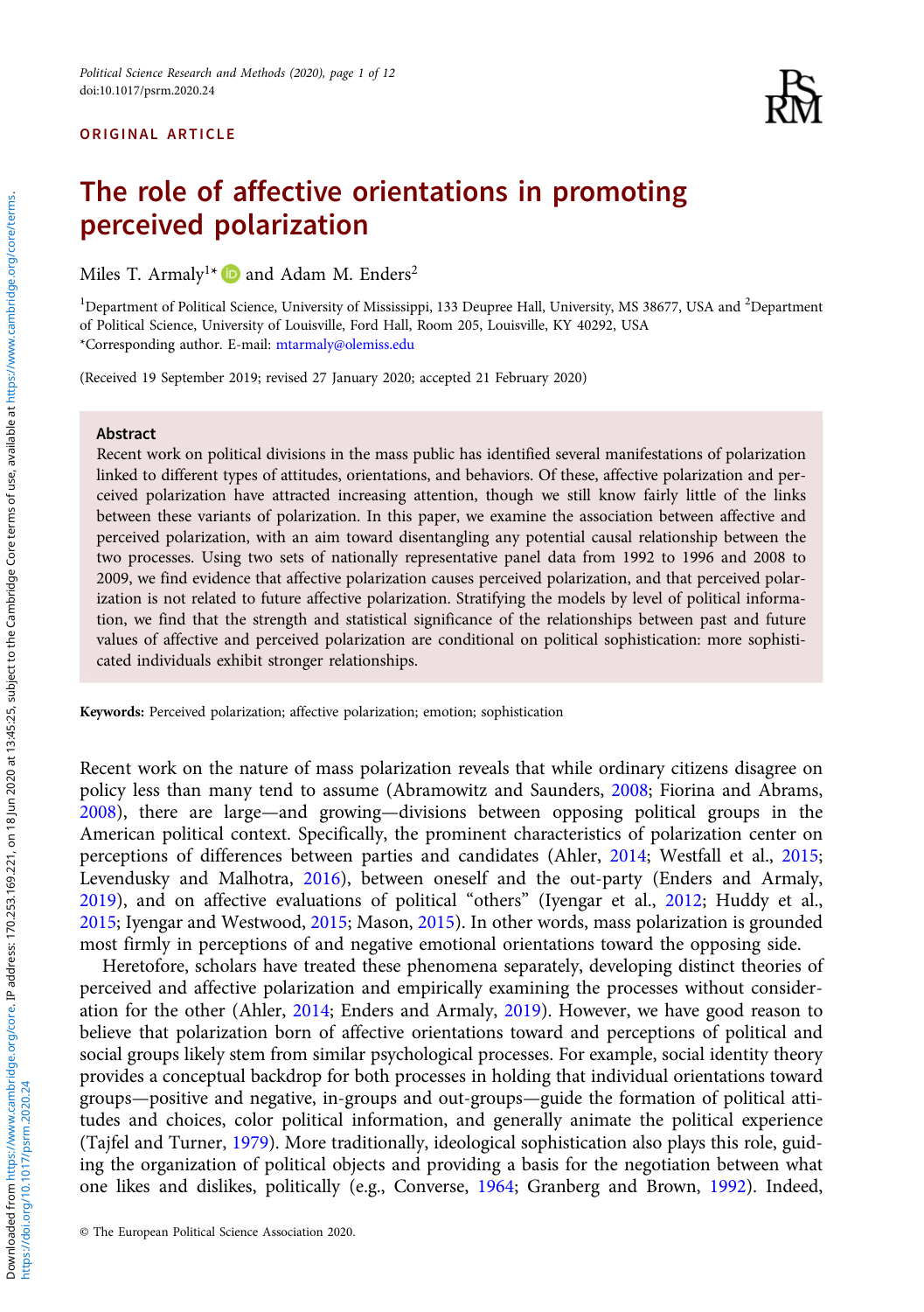ORIGINAL ARTICLE

# The role of affective orientations in promoting perceived polarization

Miles T. Armaly[1]* and Adam M. Enders[2]

[1]Department of Political Science, University of Mississippi, 133 Deupree Hall, University, MS 38677, USA and [2]Department of Political Science, University of Louisville, Ford Hall, Room 205, Louisville, KY 40292, USA
*Corresponding author. E-mail: mtarmaly@olemiss.edu

(Received 19 September 2019; revised 27 January 2020; accepted 21 February 2020)

## Abstract

Recent work on political divisions in the mass public has identified several manifestations of polarization linked to different types of attitudes, orientations, and behaviors. Of these, affective polarization and perceived polarization have attracted increasing attention, though we still know fairly little of the links between these variants of polarization. In this paper, we examine the association between affective and perceived polarization, with an aim toward disentangling any potential causal relationship between the two processes. Using two sets of nationally representative panel data from 1992 to 1996 and 2008 to 2009, we find evidence that affective polarization causes perceived polarization, and that perceived polarization is not related to future affective polarization. Stratifying the models by level of political information, we find that the strength and statistical significance of the relationships between past and future values of affective and perceived polarization are conditional on political sophistication: more sophisticated individuals exhibit stronger relationships.

**Keywords:** Perceived polarization; affective polarization; emotion; sophistication

Recent work on the nature of mass polarization reveals that while ordinary citizens disagree on policy less than many tend to assume (Abramowitz and Saunders, 2008; Fiorina and Abrams, 2008), there are large—and growing—divisions between opposing political groups in the American political context. Specifically, the prominent characteristics of polarization center on perceptions of differences between parties and candidates (Ahler, 2014; Westfall et al., 2015; Levendusky and Malhotra, 2016), between oneself and the out-party (Enders and Armaly, 2019), and on affective evaluations of political "others" (Iyengar et al., 2012; Huddy et al., 2015; Iyengar and Westwood, 2015; Mason, 2015). In other words, mass polarization is grounded most firmly in perceptions of and negative emotional orientations toward the opposing side.

Heretofore, scholars have treated these phenomena separately, developing distinct theories of perceived and affective polarization and empirically examining the processes without consideration for the other (Ahler, 2014; Enders and Armaly, 2019). However, we have good reason to believe that polarization born of affective orientations toward and perceptions of political and social groups likely stem from similar psychological processes. For example, social identity theory provides a conceptual backdrop for both processes in holding that individual orientations toward groups—positive and negative, in-groups and out-groups—guide the formation of political attitudes and choices, color political information, and generally animate the political experience (Tajfel and Turner, 1979). More traditionally, ideological sophistication also plays this role, guiding the organization of political objects and providing a basis for the negotiation between what one likes and dislikes, politically (e.g., Converse, 1964; Granberg and Brown, 1992). Indeed,

© The European Political Science Association 2020.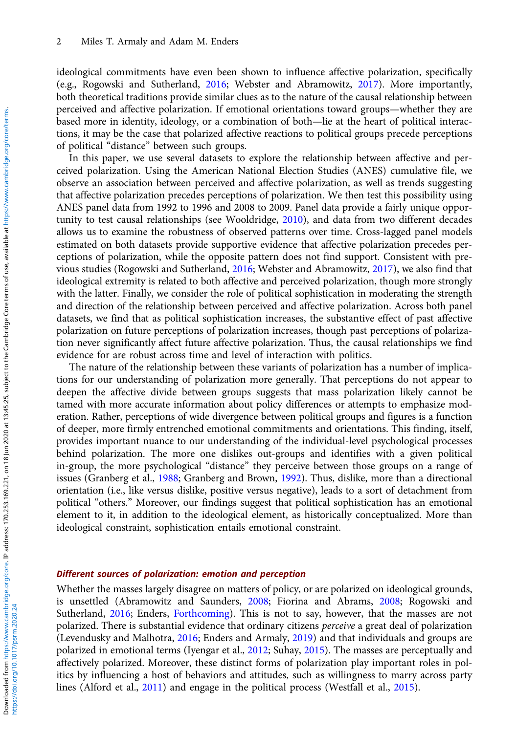ideological commitments have even been shown to influence affective polarization, specifically (e.g., Rogowski and Sutherland, 2016; Webster and Abramowitz, 2017). More importantly, both theoretical traditions provide similar clues as to the nature of the causal relationship between perceived and affective polarization. If emotional orientations toward groups—whether they are based more in identity, ideology, or a combination of both—lie at the heart of political interactions, it may be the case that polarized affective reactions to political groups precede perceptions of political "distance" between such groups.

In this paper, we use several datasets to explore the relationship between affective and perceived polarization. Using the American National Election Studies (ANES) cumulative file, we observe an association between perceived and affective polarization, as well as trends suggesting that affective polarization precedes perceptions of polarization. We then test this possibility using ANES panel data from 1992 to 1996 and 2008 to 2009. Panel data provide a fairly unique opportunity to test causal relationships (see Wooldridge, 2010), and data from two different decades allows us to examine the robustness of observed patterns over time. Cross-lagged panel models estimated on both datasets provide supportive evidence that affective polarization precedes perceptions of polarization, while the opposite pattern does not find support. Consistent with previous studies (Rogowski and Sutherland, 2016; Webster and Abramowitz, 2017), we also find that ideological extremity is related to both affective and perceived polarization, though more strongly with the latter. Finally, we consider the role of political sophistication in moderating the strength and direction of the relationship between perceived and affective polarization. Across both panel datasets, we find that as political sophistication increases, the substantive effect of past affective polarization on future perceptions of polarization increases, though past perceptions of polarization never significantly affect future affective polarization. Thus, the causal relationships we find evidence for are robust across time and level of interaction with politics.

The nature of the relationship between these variants of polarization has a number of implications for our understanding of polarization more generally. That perceptions do not appear to deepen the affective divide between groups suggests that mass polarization likely cannot be tamed with more accurate information about policy differences or attempts to emphasize moderation. Rather, perceptions of wide divergence between political groups and figures is a function of deeper, more firmly entrenched emotional commitments and orientations. This finding, itself, provides important nuance to our understanding of the individual-level psychological processes behind polarization. The more one dislikes out-groups and identifies with a given political in-group, the more psychological "distance" they perceive between those groups on a range of issues (Granberg et al., 1988; Granberg and Brown, 1992). Thus, dislike, more than a directional orientation (i.e., like versus dislike, positive versus negative), leads to a sort of detachment from political "others." Moreover, our findings suggest that political sophistication has an emotional element to it, in addition to the ideological element, as historically conceptualized. More than ideological constraint, sophistication entails emotional constraint.

## *Different sources of polarization: emotion and perception*

Whether the masses largely disagree on matters of policy, or are polarized on ideological grounds, is unsettled (Abramowitz and Saunders, 2008; Fiorina and Abrams, 2008; Rogowski and Sutherland, 2016; Enders, Forthcoming). This is not to say, however, that the masses are not polarized. There is substantial evidence that ordinary citizens *perceive* a great deal of polarization (Levendusky and Malhotra, 2016; Enders and Armaly, 2019) and that individuals and groups are polarized in emotional terms (Iyengar et al., 2012; Suhay, 2015). The masses are perceptually and affectively polarized. Moreover, these distinct forms of polarization play important roles in politics by influencing a host of behaviors and attitudes, such as willingness to marry across party lines (Alford et al., 2011) and engage in the political process (Westfall et al., 2015).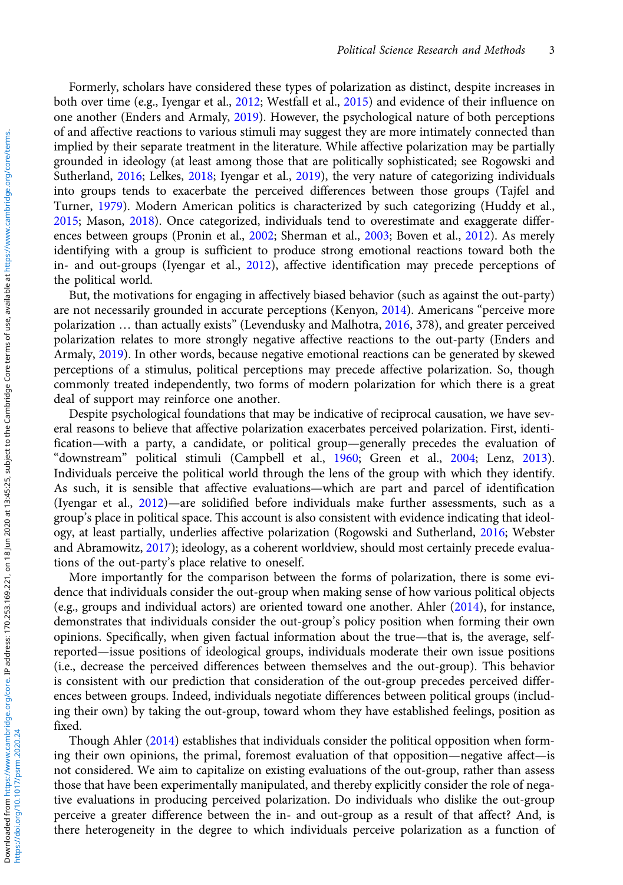Formerly, scholars have considered these types of polarization as distinct, despite increases in both over time (e.g., Iyengar et al., 2012; Westfall et al., 2015) and evidence of their influence on one another (Enders and Armaly, 2019). However, the psychological nature of both perceptions of and affective reactions to various stimuli may suggest they are more intimately connected than implied by their separate treatment in the literature. While affective polarization may be partially grounded in ideology (at least among those that are politically sophisticated; see Rogowski and Sutherland, 2016; Lelkes, 2018; Iyengar et al., 2019), the very nature of categorizing individuals into groups tends to exacerbate the perceived differences between those groups (Tajfel and Turner, 1979). Modern American politics is characterized by such categorizing (Huddy et al., 2015; Mason, 2018). Once categorized, individuals tend to overestimate and exaggerate differences between groups (Pronin et al., 2002; Sherman et al., 2003; Boven et al., 2012). As merely identifying with a group is sufficient to produce strong emotional reactions toward both the in- and out-groups (Iyengar et al., 2012), affective identification may precede perceptions of the political world.

But, the motivations for engaging in affectively biased behavior (such as against the out-party) are not necessarily grounded in accurate perceptions (Kenyon, 2014). Americans "perceive more polarization … than actually exists" (Levendusky and Malhotra, 2016, 378), and greater perceived polarization relates to more strongly negative affective reactions to the out-party (Enders and Armaly, 2019). In other words, because negative emotional reactions can be generated by skewed perceptions of a stimulus, political perceptions may precede affective polarization. So, though commonly treated independently, two forms of modern polarization for which there is a great deal of support may reinforce one another.

Despite psychological foundations that may be indicative of reciprocal causation, we have several reasons to believe that affective polarization exacerbates perceived polarization. First, identification—with a party, a candidate, or political group—generally precedes the evaluation of "downstream" political stimuli (Campbell et al., 1960; Green et al., 2004; Lenz, 2013). Individuals perceive the political world through the lens of the group with which they identify. As such, it is sensible that affective evaluations—which are part and parcel of identification (Iyengar et al., 2012)—are solidified before individuals make further assessments, such as a group's place in political space. This account is also consistent with evidence indicating that ideology, at least partially, underlies affective polarization (Rogowski and Sutherland, 2016; Webster and Abramowitz, 2017); ideology, as a coherent worldview, should most certainly precede evaluations of the out-party's place relative to oneself.

More importantly for the comparison between the forms of polarization, there is some evidence that individuals consider the out-group when making sense of how various political objects (e.g., groups and individual actors) are oriented toward one another. Ahler (2014), for instance, demonstrates that individuals consider the out-group's policy position when forming their own opinions. Specifically, when given factual information about the true—that is, the average, self-reported—issue positions of ideological groups, individuals moderate their own issue positions (i.e., decrease the perceived differences between themselves and the out-group). This behavior is consistent with our prediction that consideration of the out-group precedes perceived differences between groups. Indeed, individuals negotiate differences between political groups (including their own) by taking the out-group, toward whom they have established feelings, position as fixed.

Though Ahler (2014) establishes that individuals consider the political opposition when forming their own opinions, the primal, foremost evaluation of that opposition—negative affect—is not considered. We aim to capitalize on existing evaluations of the out-group, rather than assess those that have been experimentally manipulated, and thereby explicitly consider the role of negative evaluations in producing perceived polarization. Do individuals who dislike the out-group perceive a greater difference between the in- and out-group as a result of that affect? And, is there heterogeneity in the degree to which individuals perceive polarization as a function of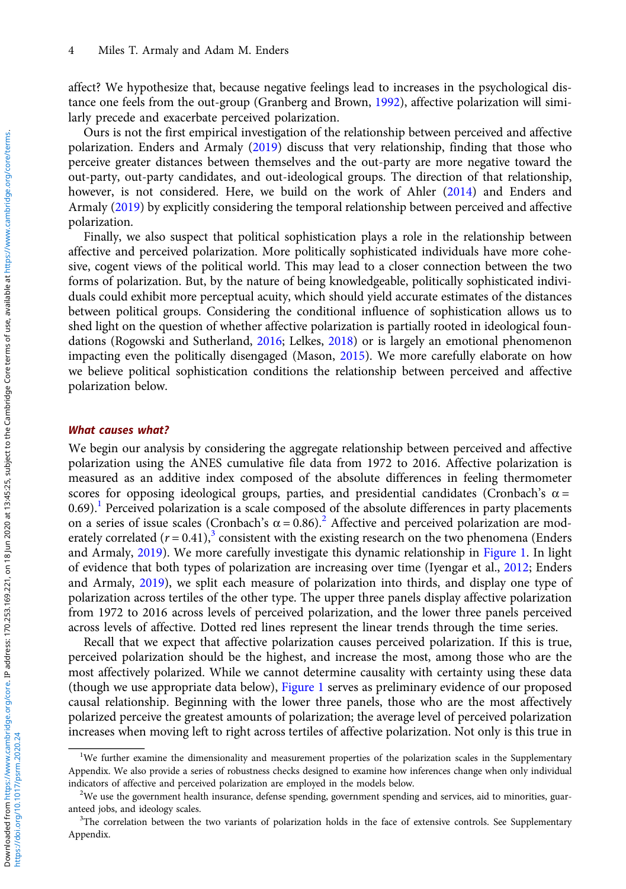affect? We hypothesize that, because negative feelings lead to increases in the psychological distance one feels from the out-group (Granberg and Brown, 1992), affective polarization will similarly precede and exacerbate perceived polarization.

Ours is not the first empirical investigation of the relationship between perceived and affective polarization. Enders and Armaly (2019) discuss that very relationship, finding that those who perceive greater distances between themselves and the out-party are more negative toward the out-party, out-party candidates, and out-ideological groups. The direction of that relationship, however, is not considered. Here, we build on the work of Ahler (2014) and Enders and Armaly (2019) by explicitly considering the temporal relationship between perceived and affective polarization.

Finally, we also suspect that political sophistication plays a role in the relationship between affective and perceived polarization. More politically sophisticated individuals have more cohesive, cogent views of the political world. This may lead to a closer connection between the two forms of polarization. But, by the nature of being knowledgeable, politically sophisticated individuals could exhibit more perceptual acuity, which should yield accurate estimates of the distances between political groups. Considering the conditional influence of sophistication allows us to shed light on the question of whether affective polarization is partially rooted in ideological foundations (Rogowski and Sutherland, 2016; Lelkes, 2018) or is largely an emotional phenomenon impacting even the politically disengaged (Mason, 2015). We more carefully elaborate on how we believe political sophistication conditions the relationship between perceived and affective polarization below.

### *What causes what?*

We begin our analysis by considering the aggregate relationship between perceived and affective polarization using the ANES cumulative file data from 1972 to 2016. Affective polarization is measured as an additive index composed of the absolute differences in feeling thermometer scores for opposing ideological groups, parties, and presidential candidates (Cronbach's $\alpha = 0.69$).[1] Perceived polarization is a scale composed of the absolute differences in party placements on a series of issue scales (Cronbach's $\alpha = 0.86$).[2] Affective and perceived polarization are moderately correlated ($r = 0.41$),[3] consistent with the existing research on the two phenomena (Enders and Armaly, 2019). We more carefully investigate this dynamic relationship in Figure 1. In light of evidence that both types of polarization are increasing over time (Iyengar et al., 2012; Enders and Armaly, 2019), we split each measure of polarization into thirds, and display one type of polarization across tertiles of the other type. The upper three panels display affective polarization from 1972 to 2016 across levels of perceived polarization, and the lower three panels perceived across levels of affective. Dotted red lines represent the linear trends through the time series.

Recall that we expect that affective polarization causes perceived polarization. If this is true, perceived polarization should be the highest, and increase the most, among those who are the most affectively polarized. While we cannot determine causality with certainty using these data (though we use appropriate data below), Figure 1 serves as preliminary evidence of our proposed causal relationship. Beginning with the lower three panels, those who are the most affectively polarized perceive the greatest amounts of polarization; the average level of perceived polarization increases when moving left to right across tertiles of affective polarization. Not only is this true in

[1]We further examine the dimensionality and measurement properties of the polarization scales in the Supplementary Appendix. We also provide a series of robustness checks designed to examine how inferences change when only individual indicators of affective and perceived polarization are employed in the models below.

[2]We use the government health insurance, defense spending, government spending and services, aid to minorities, guaranteed jobs, and ideology scales.

[3]The correlation between the two variants of polarization holds in the face of extensive controls. See Supplementary Appendix.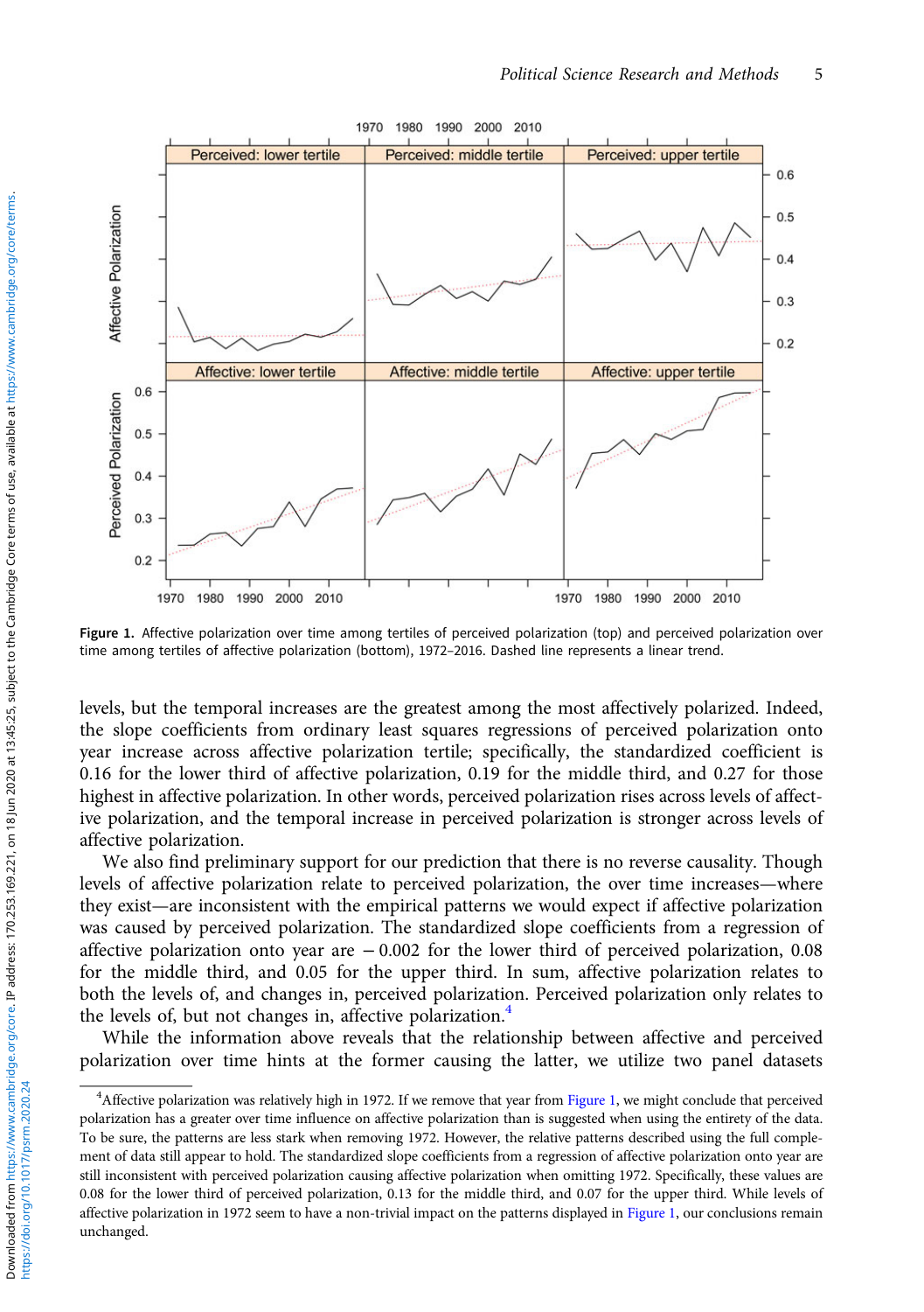Figure 1. Affective polarization over time among tertiles of perceived polarization (top) and perceived polarization over time among tertiles of affective polarization (bottom), 1972–2016. Dashed line represents a linear trend.

levels, but the temporal increases are the greatest among the most affectively polarized. Indeed, the slope coefficients from ordinary least squares regressions of perceived polarization onto year increase across affective polarization tertile; specifically, the standardized coefficient is 0.16 for the lower third of affective polarization, 0.19 for the middle third, and 0.27 for those highest in affective polarization. In other words, perceived polarization rises across levels of affective polarization, and the temporal increase in perceived polarization is stronger across levels of affective polarization.

We also find preliminary support for our prediction that there is no reverse causality. Though levels of affective polarization relate to perceived polarization, the over time increases—where they exist—are inconsistent with the empirical patterns we would expect if affective polarization was caused by perceived polarization. The standardized slope coefficients from a regression of affective polarization onto year are $-0.002$ for the lower third of perceived polarization, 0.08 for the middle third, and 0.05 for the upper third. In sum, affective polarization relates to both the levels of, and changes in, perceived polarization. Perceived polarization only relates to the levels of, but not changes in, affective polarization.[4]

While the information above reveals that the relationship between affective and perceived polarization over time hints at the former causing the latter, we utilize two panel datasets

[4]Affective polarization was relatively high in 1972. If we remove that year from Figure 1, we might conclude that perceived polarization has a greater over time influence on affective polarization than is suggested when using the entirety of the data. To be sure, the patterns are less stark when removing 1972. However, the relative patterns described using the full complement of data still appear to hold. The standardized slope coefficients from a regression of affective polarization onto year are still inconsistent with perceived polarization causing affective polarization when omitting 1972. Specifically, these values are 0.08 for the lower third of perceived polarization, 0.13 for the middle third, and 0.07 for the upper third. While levels of affective polarization in 1972 seem to have a non-trivial impact on the patterns displayed in Figure 1, our conclusions remain unchanged.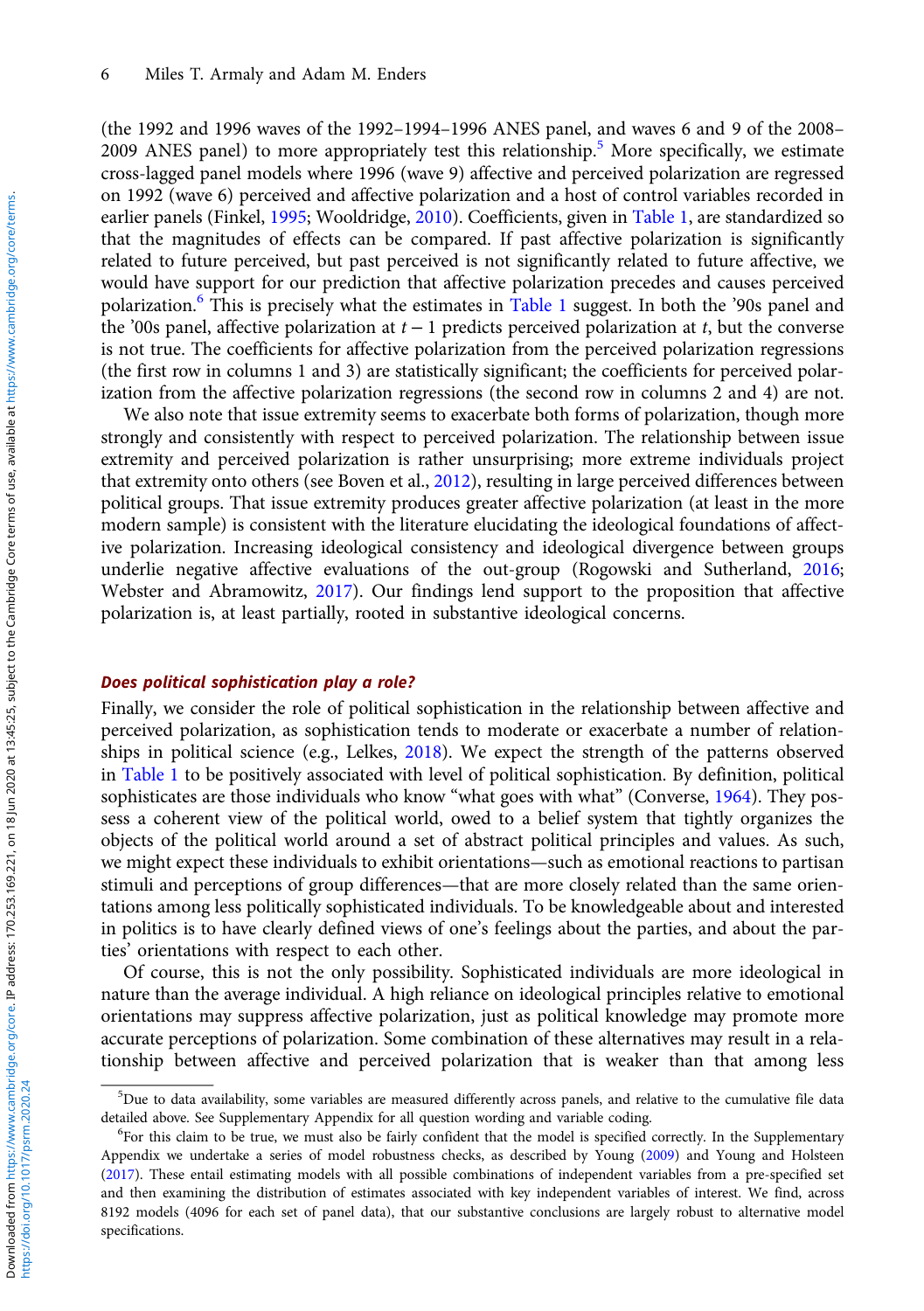(the 1992 and 1996 waves of the 1992–1994–1996 ANES panel, and waves 6 and 9 of the 2008–2009 ANES panel) to more appropriately test this relationship.[5] More specifically, we estimate cross-lagged panel models where 1996 (wave 9) affective and perceived polarization are regressed on 1992 (wave 6) perceived and affective polarization and a host of control variables recorded in earlier panels (Finkel, 1995; Wooldridge, 2010). Coefficients, given in Table 1, are standardized so that the magnitudes of effects can be compared. If past affective polarization is significantly related to future perceived, but past perceived is not significantly related to future affective, we would have support for our prediction that affective polarization precedes and causes perceived polarization.[6] This is precisely what the estimates in Table 1 suggest. In both the '90s panel and the '00s panel, affective polarization at $t - 1$ predicts perceived polarization at $t$, but the converse is not true. The coefficients for affective polarization from the perceived polarization regressions (the first row in columns 1 and 3) are statistically significant; the coefficients for perceived polarization from the affective polarization regressions (the second row in columns 2 and 4) are not.

We also note that issue extremity seems to exacerbate both forms of polarization, though more strongly and consistently with respect to perceived polarization. The relationship between issue extremity and perceived polarization is rather unsurprising; more extreme individuals project that extremity onto others (see Boven et al., 2012), resulting in large perceived differences between political groups. That issue extremity produces greater affective polarization (at least in the more modern sample) is consistent with the literature elucidating the ideological foundations of affective polarization. Increasing ideological consistency and ideological divergence between groups underlie negative affective evaluations of the out-group (Rogowski and Sutherland, 2016; Webster and Abramowitz, 2017). Our findings lend support to the proposition that affective polarization is, at least partially, rooted in substantive ideological concerns.

### *Does political sophistication play a role?*

Finally, we consider the role of political sophistication in the relationship between affective and perceived polarization, as sophistication tends to moderate or exacerbate a number of relationships in political science (e.g., Lelkes, 2018). We expect the strength of the patterns observed in Table 1 to be positively associated with level of political sophistication. By definition, political sophisticates are those individuals who know "what goes with what" (Converse, 1964). They possess a coherent view of the political world, owed to a belief system that tightly organizes the objects of the political world around a set of abstract political principles and values. As such, we might expect these individuals to exhibit orientations—such as emotional reactions to partisan stimuli and perceptions of group differences—that are more closely related than the same orientations among less politically sophisticated individuals. To be knowledgeable about and interested in politics is to have clearly defined views of one's feelings about the parties, and about the parties' orientations with respect to each other.

Of course, this is not the only possibility. Sophisticated individuals are more ideological in nature than the average individual. A high reliance on ideological principles relative to emotional orientations may suppress affective polarization, just as political knowledge may promote more accurate perceptions of polarization. Some combination of these alternatives may result in a relationship between affective and perceived polarization that is weaker than that among less

---

[5] Due to data availability, some variables are measured differently across panels, and relative to the cumulative file data detailed above. See Supplementary Appendix for all question wording and variable coding.

[6] For this claim to be true, we must also be fairly confident that the model is specified correctly. In the Supplementary Appendix we undertake a series of model robustness checks, as described by Young (2009) and Young and Holsteen (2017). These entail estimating models with all possible combinations of independent variables from a pre-specified set and then examining the distribution of estimates associated with key independent variables of interest. We find, across 8192 models (4096 for each set of panel data), that our substantive conclusions are largely robust to alternative model specifications.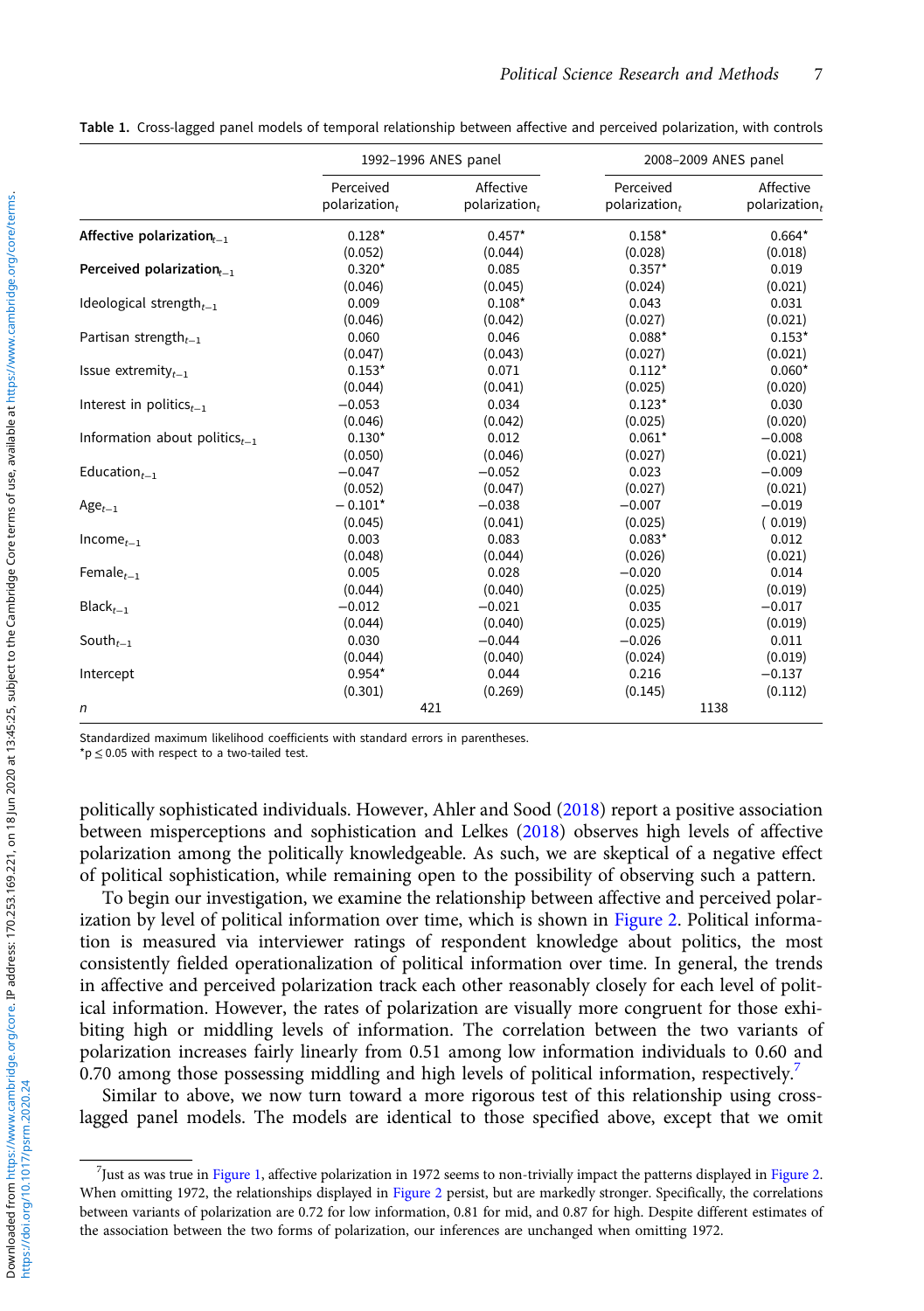Table 1. Cross-lagged panel models of temporal relationship between affective and perceived polarization, with controls

| | 1992–1996 ANES panel | | 2008–2009 ANES panel | |
|---|---|---|---|---|
| | Perceived polarization$_t$ | Affective polarization$_t$ | Perceived polarization$_t$ | Affective polarization$_t$ |
| **Affective polarization$_{t-1}$** | 0.128* | 0.457* | 0.158* | 0.664* |
| | (0.052) | (0.044) | (0.028) | (0.018) |
| **Perceived polarization$_{t-1}$** | 0.320* | 0.085 | 0.357* | 0.019 |
| | (0.046) | (0.045) | (0.024) | (0.021) |
| Ideological strength$_{t-1}$ | 0.009 | 0.108* | 0.043 | 0.031 |
| | (0.046) | (0.042) | (0.027) | (0.021) |
| Partisan strength$_{t-1}$ | 0.060 | 0.046 | 0.088* | 0.153* |
| | (0.047) | (0.043) | (0.027) | (0.021) |
| Issue extremity$_{t-1}$ | 0.153* | 0.071 | 0.112* | 0.060* |
| | (0.044) | (0.041) | (0.025) | (0.020) |
| Interest in politics$_{t-1}$ | −0.053 | 0.034 | 0.123* | 0.030 |
| | (0.046) | (0.042) | (0.025) | (0.020) |
| Information about politics$_{t-1}$ | 0.130* | 0.012 | 0.061* | −0.008 |
| | (0.050) | (0.046) | (0.027) | (0.021) |
| Education$_{t-1}$ | −0.047 | −0.052 | 0.023 | −0.009 |
| | (0.052) | (0.047) | (0.027) | (0.021) |
| Age$_{t-1}$ | −0.101* | −0.038 | −0.007 | −0.019 |
| | (0.045) | (0.041) | (0.025) | (0.019) |
| Income$_{t-1}$ | 0.003 | 0.083 | 0.083* | 0.012 |
| | (0.048) | (0.044) | (0.026) | (0.021) |
| Female$_{t-1}$ | 0.005 | 0.028 | −0.020 | 0.014 |
| | (0.044) | (0.040) | (0.025) | (0.019) |
| Black$_{t-1}$ | −0.012 | −0.021 | 0.035 | −0.017 |
| | (0.044) | (0.040) | (0.025) | (0.019) |
| South$_{t-1}$ | 0.030 | −0.044 | −0.026 | 0.011 |
| | (0.044) | (0.040) | (0.024) | (0.019) |
| Intercept | 0.954* | 0.044 | 0.216 | −0.137 |
| | (0.301) | (0.269) | (0.145) | (0.112) |
| *n* | 421 | | 1138 | |

Standardized maximum likelihood coefficients with standard errors in parentheses.
*$p \leq 0.05$ with respect to a two-tailed test.

politically sophisticated individuals. However, Ahler and Sood (2018) report a positive association between misperceptions and sophistication and Lelkes (2018) observes high levels of affective polarization among the politically knowledgeable. As such, we are skeptical of a negative effect of political sophistication, while remaining open to the possibility of observing such a pattern.

To begin our investigation, we examine the relationship between affective and perceived polarization by level of political information over time, which is shown in Figure 2. Political information is measured via interviewer ratings of respondent knowledge about politics, the most consistently fielded operationalization of political information over time. In general, the trends in affective and perceived polarization track each other reasonably closely for each level of political information. However, the rates of polarization are visually more congruent for those exhibiting high or middling levels of information. The correlation between the two variants of polarization increases fairly linearly from 0.51 among low information individuals to 0.60 and 0.70 among those possessing middling and high levels of political information, respectively.[7]

Similar to above, we now turn toward a more rigorous test of this relationship using cross-lagged panel models. The models are identical to those specified above, except that we omit

[7]Just as was true in Figure 1, affective polarization in 1972 seems to non-trivially impact the patterns displayed in Figure 2. When omitting 1972, the relationships displayed in Figure 2 persist, but are markedly stronger. Specifically, the correlations between variants of polarization are 0.72 for low information, 0.81 for mid, and 0.87 for high. Despite different estimates of the association between the two forms of polarization, our inferences are unchanged when omitting 1972.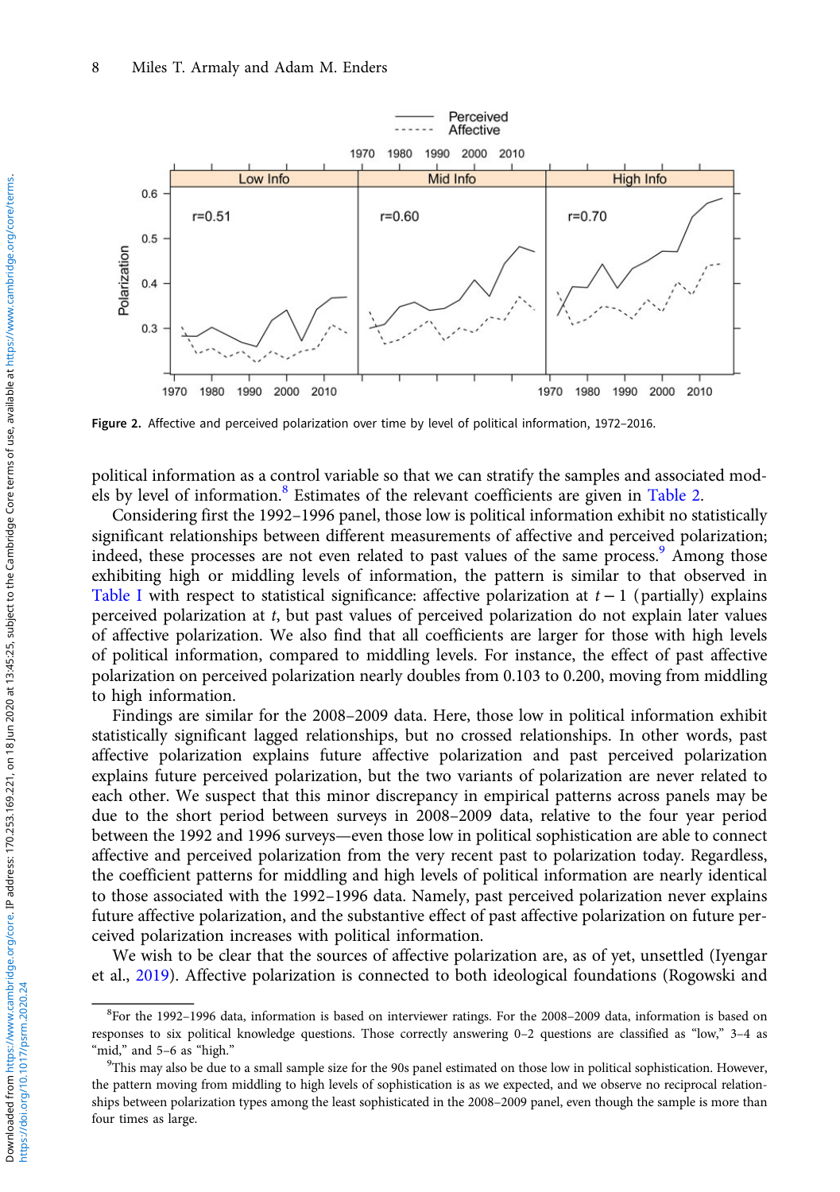Figure 2. Affective and perceived polarization over time by level of political information, 1972–2016.

political information as a control variable so that we can stratify the samples and associated models by level of information.[8] Estimates of the relevant coefficients are given in Table 2.

Considering first the 1992–1996 panel, those low is political information exhibit no statistically significant relationships between different measurements of affective and perceived polarization; indeed, these processes are not even related to past values of the same process.[9] Among those exhibiting high or middling levels of information, the pattern is similar to that observed in Table I with respect to statistical significance: affective polarization at $t - 1$ (partially) explains perceived polarization at $t$, but past values of perceived polarization do not explain later values of affective polarization. We also find that all coefficients are larger for those with high levels of political information, compared to middling levels. For instance, the effect of past affective polarization on perceived polarization nearly doubles from 0.103 to 0.200, moving from middling to high information.

Findings are similar for the 2008–2009 data. Here, those low in political information exhibit statistically significant lagged relationships, but no crossed relationships. In other words, past affective polarization explains future affective polarization and past perceived polarization explains future perceived polarization, but the two variants of polarization are never related to each other. We suspect that this minor discrepancy in empirical patterns across panels may be due to the short period between surveys in 2008–2009 data, relative to the four year period between the 1992 and 1996 surveys—even those low in political sophistication are able to connect affective and perceived polarization from the very recent past to polarization today. Regardless, the coefficient patterns for middling and high levels of political information are nearly identical to those associated with the 1992–1996 data. Namely, past perceived polarization never explains future affective polarization, and the substantive effect of past affective polarization on future perceived polarization increases with political information.

We wish to be clear that the sources of affective polarization are, as of yet, unsettled (Iyengar et al., 2019). Affective polarization is connected to both ideological foundations (Rogowski and

[8]For the 1992–1996 data, information is based on interviewer ratings. For the 2008–2009 data, information is based on responses to six political knowledge questions. Those correctly answering 0–2 questions are classified as "low," 3–4 as "mid," and 5–6 as "high."

[9]This may also be due to a small sample size for the 90s panel estimated on those low in political sophistication. However, the pattern moving from middling to high levels of sophistication is as we expected, and we observe no reciprocal relationships between polarization types among the least sophisticated in the 2008–2009 panel, even though the sample is more than four times as large.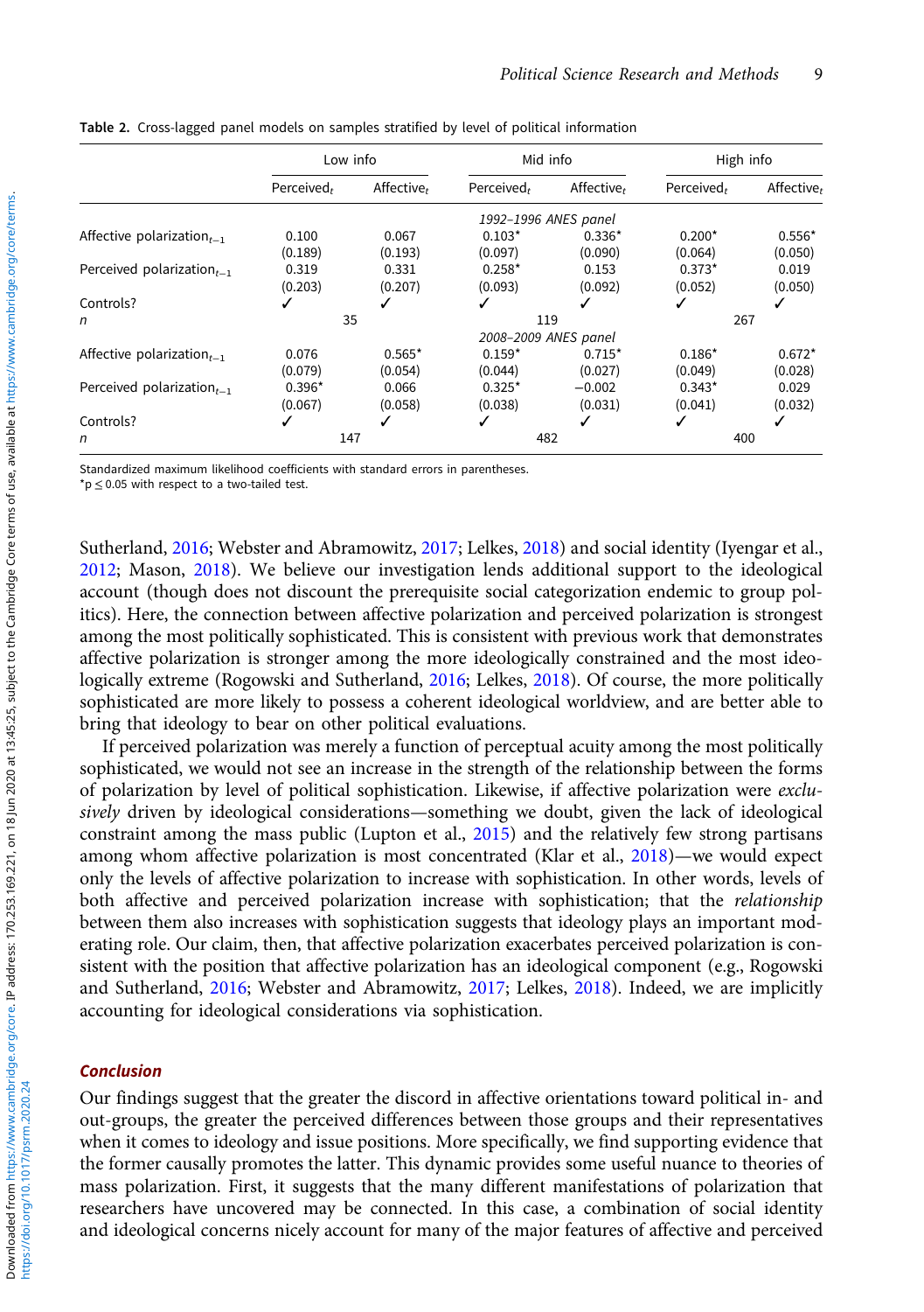Table 2. Cross-lagged panel models on samples stratified by level of political information

| | Low info | | Mid info | | High info | |
|---|---|---|---|---|---|---|
| | Perceived$_t$ | Affective$_t$ | Perceived$_t$ | Affective$_t$ | Perceived$_t$ | Affective$_t$ |
| | | | *1992–1996 ANES panel* | | | |
| Affective polarization$_{t-1}$ | 0.100 | 0.067 | 0.103* | 0.336* | 0.200* | 0.556* |
| | (0.189) | (0.193) | (0.097) | (0.090) | (0.064) | (0.050) |
| Perceived polarization$_{t-1}$ | 0.319 | 0.331 | 0.258* | 0.153 | 0.373* | 0.019 |
| | (0.203) | (0.207) | (0.093) | (0.092) | (0.052) | (0.050) |
| Controls? | ✓ | ✓ | ✓ | ✓ | ✓ | ✓ |
| *n* | 35 | | 119 | | 267 | |
| | | | *2008–2009 ANES panel* | | | |
| Affective polarization$_{t-1}$ | 0.076 | 0.565* | 0.159* | 0.715* | 0.186* | 0.672* |
| | (0.079) | (0.054) | (0.044) | (0.027) | (0.049) | (0.028) |
| Perceived polarization$_{t-1}$ | 0.396* | 0.066 | 0.325* | −0.002 | 0.343* | 0.029 |
| | (0.067) | (0.058) | (0.038) | (0.031) | (0.041) | (0.032) |
| Controls? | ✓ | ✓ | ✓ | ✓ | ✓ | ✓ |
| *n* | 147 | | 482 | | 400 | |

Standardized maximum likelihood coefficients with standard errors in parentheses.
*$p \leq 0.05$ with respect to a two-tailed test.

Sutherland, 2016; Webster and Abramowitz, 2017; Lelkes, 2018) and social identity (Iyengar et al., 2012; Mason, 2018). We believe our investigation lends additional support to the ideological account (though does not discount the prerequisite social categorization endemic to group politics). Here, the connection between affective polarization and perceived polarization is strongest among the most politically sophisticated. This is consistent with previous work that demonstrates affective polarization is stronger among the more ideologically constrained and the most ideologically extreme (Rogowski and Sutherland, 2016; Lelkes, 2018). Of course, the more politically sophisticated are more likely to possess a coherent ideological worldview, and are better able to bring that ideology to bear on other political evaluations.

If perceived polarization was merely a function of perceptual acuity among the most politically sophisticated, we would not see an increase in the strength of the relationship between the forms of polarization by level of political sophistication. Likewise, if affective polarization were *exclusively* driven by ideological considerations—something we doubt, given the lack of ideological constraint among the mass public (Lupton et al., 2015) and the relatively few strong partisans among whom affective polarization is most concentrated (Klar et al., 2018)—we would expect only the levels of affective polarization to increase with sophistication. In other words, levels of both affective and perceived polarization increase with sophistication; that the *relationship* between them also increases with sophistication suggests that ideology plays an important moderating role. Our claim, then, that affective polarization exacerbates perceived polarization is consistent with the position that affective polarization has an ideological component (e.g., Rogowski and Sutherland, 2016; Webster and Abramowitz, 2017; Lelkes, 2018). Indeed, we are implicitly accounting for ideological considerations via sophistication.

## Conclusion

Our findings suggest that the greater the discord in affective orientations toward political in- and out-groups, the greater the perceived differences between those groups and their representatives when it comes to ideology and issue positions. More specifically, we find supporting evidence that the former causally promotes the latter. This dynamic provides some useful nuance to theories of mass polarization. First, it suggests that the many different manifestations of polarization that researchers have uncovered may be connected. In this case, a combination of social identity and ideological concerns nicely account for many of the major features of affective and perceived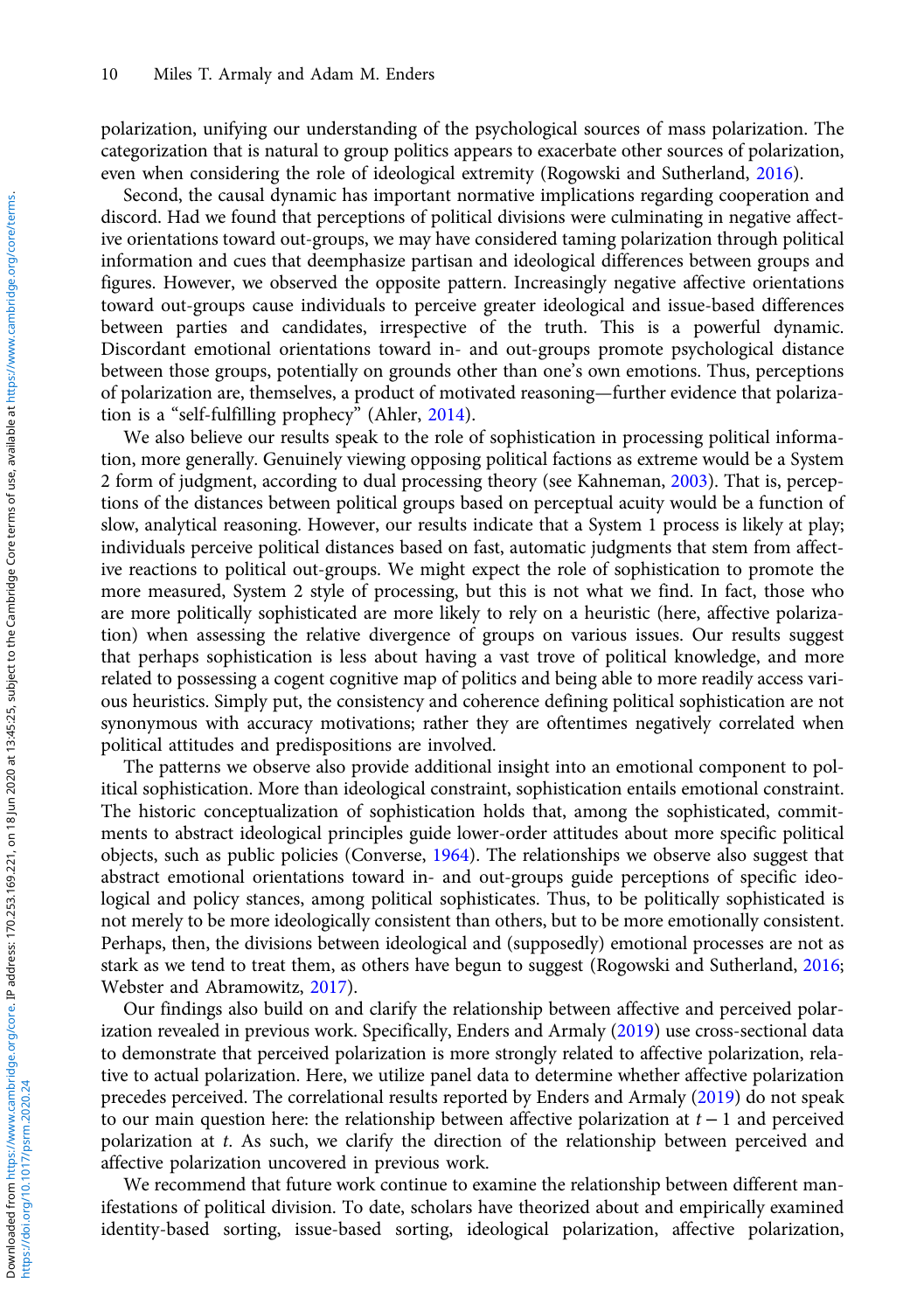polarization, unifying our understanding of the psychological sources of mass polarization. The categorization that is natural to group politics appears to exacerbate other sources of polarization, even when considering the role of ideological extremity (Rogowski and Sutherland, 2016).

Second, the causal dynamic has important normative implications regarding cooperation and discord. Had we found that perceptions of political divisions were culminating in negative affective orientations toward out-groups, we may have considered taming polarization through political information and cues that deemphasize partisan and ideological differences between groups and figures. However, we observed the opposite pattern. Increasingly negative affective orientations toward out-groups cause individuals to perceive greater ideological and issue-based differences between parties and candidates, irrespective of the truth. This is a powerful dynamic. Discordant emotional orientations toward in- and out-groups promote psychological distance between those groups, potentially on grounds other than one's own emotions. Thus, perceptions of polarization are, themselves, a product of motivated reasoning—further evidence that polarization is a "self-fulfilling prophecy" (Ahler, 2014).

We also believe our results speak to the role of sophistication in processing political information, more generally. Genuinely viewing opposing political factions as extreme would be a System 2 form of judgment, according to dual processing theory (see Kahneman, 2003). That is, perceptions of the distances between political groups based on perceptual acuity would be a function of slow, analytical reasoning. However, our results indicate that a System 1 process is likely at play; individuals perceive political distances based on fast, automatic judgments that stem from affective reactions to political out-groups. We might expect the role of sophistication to promote the more measured, System 2 style of processing, but this is not what we find. In fact, those who are more politically sophisticated are more likely to rely on a heuristic (here, affective polarization) when assessing the relative divergence of groups on various issues. Our results suggest that perhaps sophistication is less about having a vast trove of political knowledge, and more related to possessing a cogent cognitive map of politics and being able to more readily access various heuristics. Simply put, the consistency and coherence defining political sophistication are not synonymous with accuracy motivations; rather they are oftentimes negatively correlated when political attitudes and predispositions are involved.

The patterns we observe also provide additional insight into an emotional component to political sophistication. More than ideological constraint, sophistication entails emotional constraint. The historic conceptualization of sophistication holds that, among the sophisticated, commitments to abstract ideological principles guide lower-order attitudes about more specific political objects, such as public policies (Converse, 1964). The relationships we observe also suggest that abstract emotional orientations toward in- and out-groups guide perceptions of specific ideological and policy stances, among political sophisticates. Thus, to be politically sophisticated is not merely to be more ideologically consistent than others, but to be more emotionally consistent. Perhaps, then, the divisions between ideological and (supposedly) emotional processes are not as stark as we tend to treat them, as others have begun to suggest (Rogowski and Sutherland, 2016; Webster and Abramowitz, 2017).

Our findings also build on and clarify the relationship between affective and perceived polarization revealed in previous work. Specifically, Enders and Armaly (2019) use cross-sectional data to demonstrate that perceived polarization is more strongly related to affective polarization, relative to actual polarization. Here, we utilize panel data to determine whether affective polarization precedes perceived. The correlational results reported by Enders and Armaly (2019) do not speak to our main question here: the relationship between affective polarization at $t - 1$ and perceived polarization at $t$. As such, we clarify the direction of the relationship between perceived and affective polarization uncovered in previous work.

We recommend that future work continue to examine the relationship between different manifestations of political division. To date, scholars have theorized about and empirically examined identity-based sorting, issue-based sorting, ideological polarization, affective polarization,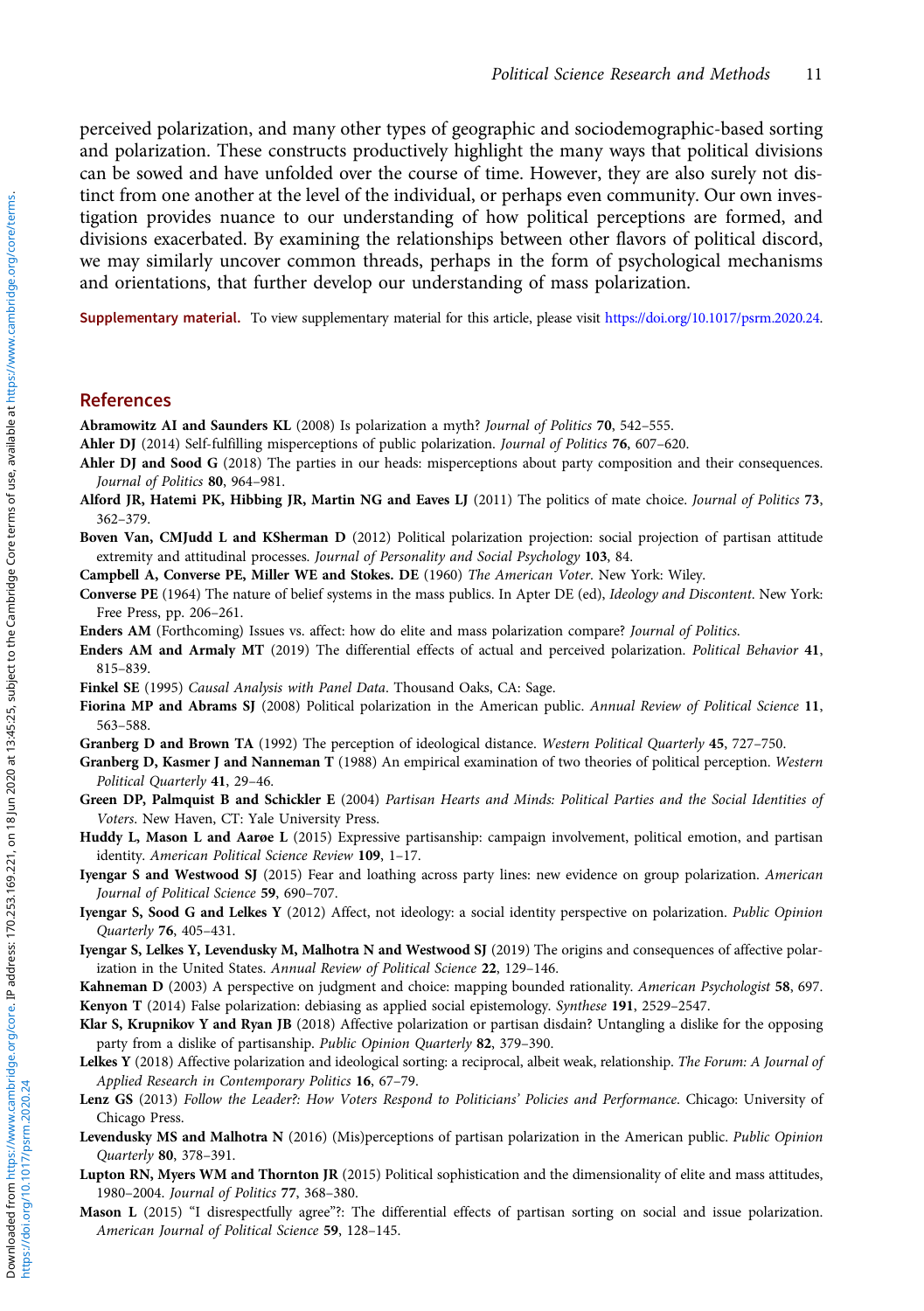perceived polarization, and many other types of geographic and sociodemographic-based sorting and polarization. These constructs productively highlight the many ways that political divisions can be sowed and have unfolded over the course of time. However, they are also surely not distinct from one another at the level of the individual, or perhaps even community. Our own investigation provides nuance to our understanding of how political perceptions are formed, and divisions exacerbated. By examining the relationships between other flavors of political discord, we may similarly uncover common threads, perhaps in the form of psychological mechanisms and orientations, that further develop our understanding of mass polarization.

**Supplementary material.** To view supplementary material for this article, please visit https://doi.org/10.1017/psrm.2020.24.

## References

**Abramowitz AI and Saunders KL** (2008) Is polarization a myth? *Journal of Politics* **70**, 542–555.

**Ahler DJ** (2014) Self-fulfilling misperceptions of public polarization. *Journal of Politics* **76**, 607–620.

**Ahler DJ and Sood G** (2018) The parties in our heads: misperceptions about party composition and their consequences. *Journal of Politics* **80**, 964–981.

**Alford JR, Hatemi PK, Hibbing JR, Martin NG and Eaves LJ** (2011) The politics of mate choice. *Journal of Politics* **73**, 362–379.

**Boven Van, CMJudd L and KSherman D** (2012) Political polarization projection: social projection of partisan attitude extremity and attitudinal processes. *Journal of Personality and Social Psychology* **103**, 84.

**Campbell A, Converse PE, Miller WE and Stokes. DE** (1960) *The American Voter*. New York: Wiley.

**Converse PE** (1964) The nature of belief systems in the mass publics. In Apter DE (ed), *Ideology and Discontent*. New York: Free Press, pp. 206–261.

**Enders AM** (Forthcoming) Issues vs. affect: how do elite and mass polarization compare? *Journal of Politics*.

**Enders AM and Armaly MT** (2019) The differential effects of actual and perceived polarization. *Political Behavior* **41**, 815–839.

**Finkel SE** (1995) *Causal Analysis with Panel Data*. Thousand Oaks, CA: Sage.

**Fiorina MP and Abrams SJ** (2008) Political polarization in the American public. *Annual Review of Political Science* **11**, 563–588.

**Granberg D and Brown TA** (1992) The perception of ideological distance. *Western Political Quarterly* **45**, 727–750.

**Granberg D, Kasmer J and Nanneman T** (1988) An empirical examination of two theories of political perception. *Western Political Quarterly* **41**, 29–46.

**Green DP, Palmquist B and Schickler E** (2004) *Partisan Hearts and Minds: Political Parties and the Social Identities of Voters*. New Haven, CT: Yale University Press.

**Huddy L, Mason L and Aarøe L** (2015) Expressive partisanship: campaign involvement, political emotion, and partisan identity. *American Political Science Review* **109**, 1–17.

**Iyengar S and Westwood SJ** (2015) Fear and loathing across party lines: new evidence on group polarization. *American Journal of Political Science* **59**, 690–707.

**Iyengar S, Sood G and Lelkes Y** (2012) Affect, not ideology: a social identity perspective on polarization. *Public Opinion Quarterly* **76**, 405–431.

**Iyengar S, Lelkes Y, Levendusky M, Malhotra N and Westwood SJ** (2019) The origins and consequences of affective polarization in the United States. *Annual Review of Political Science* **22**, 129–146.

**Kahneman D** (2003) A perspective on judgment and choice: mapping bounded rationality. *American Psychologist* **58**, 697.

**Kenyon T** (2014) False polarization: debiasing as applied social epistemology. *Synthese* **191**, 2529–2547.

**Klar S, Krupnikov Y and Ryan JB** (2018) Affective polarization or partisan disdain? Untangling a dislike for the opposing party from a dislike of partisanship. *Public Opinion Quarterly* **82**, 379–390.

**Lelkes Y** (2018) Affective polarization and ideological sorting: a reciprocal, albeit weak, relationship. *The Forum: A Journal of Applied Research in Contemporary Politics* **16**, 67–79.

**Lenz GS** (2013) *Follow the Leader?: How Voters Respond to Politicians' Policies and Performance*. Chicago: University of Chicago Press.

**Levendusky MS and Malhotra N** (2016) (Mis)perceptions of partisan polarization in the American public. *Public Opinion Quarterly* **80**, 378–391.

**Lupton RN, Myers WM and Thornton JR** (2015) Political sophistication and the dimensionality of elite and mass attitudes, 1980–2004. *Journal of Politics* **77**, 368–380.

**Mason L** (2015) "I disrespectfully agree"?: The differential effects of partisan sorting on social and issue polarization. *American Journal of Political Science* **59**, 128–145.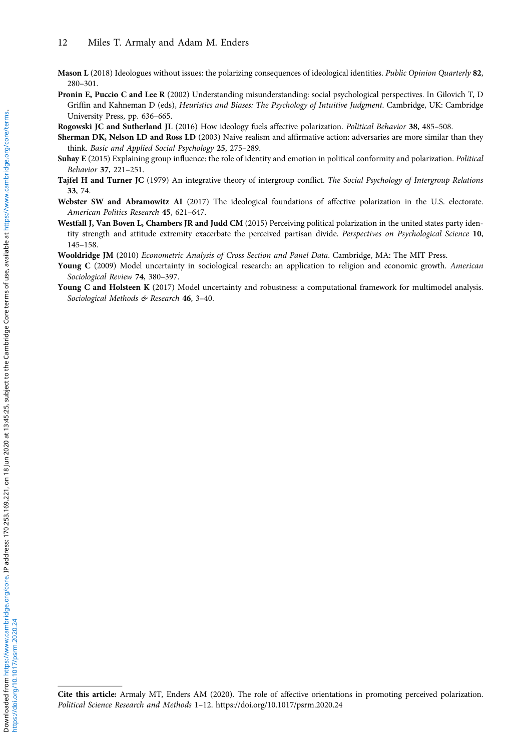**Mason L** (2018) Ideologues without issues: the polarizing consequences of ideological identities. *Public Opinion Quarterly* **82**, 280–301.

**Pronin E, Puccio C and Lee R** (2002) Understanding misunderstanding: social psychological perspectives. In Gilovich T, D Griffin and Kahneman D (eds), *Heuristics and Biases: The Psychology of Intuitive Judgment*. Cambridge, UK: Cambridge University Press, pp. 636–665.

**Rogowski JC and Sutherland JL** (2016) How ideology fuels affective polarization. *Political Behavior* **38**, 485–508.

**Sherman DK, Nelson LD and Ross LD** (2003) Naive realism and affirmative action: adversaries are more similar than they think. *Basic and Applied Social Psychology* **25**, 275–289.

**Suhay E** (2015) Explaining group influence: the role of identity and emotion in political conformity and polarization. *Political Behavior* **37**, 221–251.

**Tajfel H and Turner JC** (1979) An integrative theory of intergroup conflict. *The Social Psychology of Intergroup Relations* **33**, 74.

**Webster SW and Abramowitz AI** (2017) The ideological foundations of affective polarization in the U.S. electorate. *American Politics Research* **45**, 621–647.

**Westfall J, Van Boven L, Chambers JR and Judd CM** (2015) Perceiving political polarization in the united states party identity strength and attitude extremity exacerbate the perceived partisan divide. *Perspectives on Psychological Science* **10**, 145–158.

**Wooldridge JM** (2010) *Econometric Analysis of Cross Section and Panel Data*. Cambridge, MA: The MIT Press.

**Young C** (2009) Model uncertainty in sociological research: an application to religion and economic growth. *American Sociological Review* **74**, 380–397.

**Young C and Holsteen K** (2017) Model uncertainty and robustness: a computational framework for multimodel analysis. *Sociological Methods & Research* **46**, 3–40.

**Cite this article:** Armaly MT, Enders AM (2020). The role of affective orientations in promoting perceived polarization. *Political Science Research and Methods* 1–12. https://doi.org/10.1017/psrm.2020.24